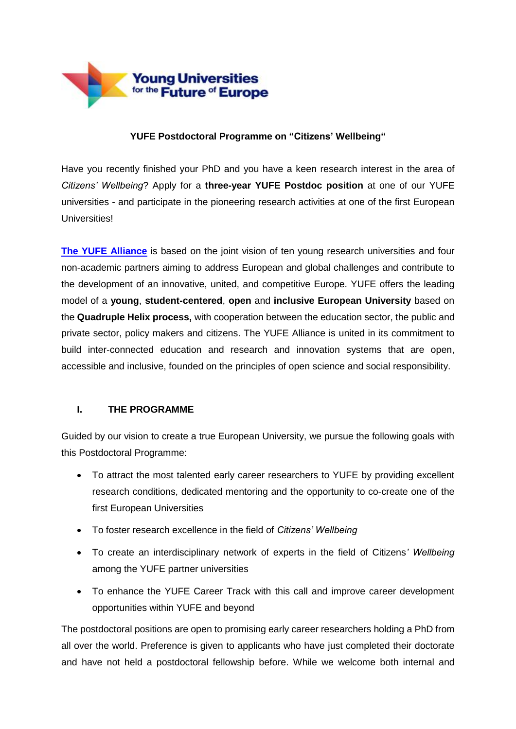**YUFE Postdoctoral Programme on "Citizens' Wellbeing"**

Have you recently finished your PhD and you have a keen research interest in the area of *Citizens' Wellbeing*? Apply for a **three-year YUFE Postdoc position** at one of our YUFE universities - and participate in the pioneering research activities at one of the first European Universities!

**The YUFE Alliance** is based on the joint vision of ten young research universities and four non-academic partners aiming to address European and global challenges and contribute to the development of an innovative, united, and competitive Europe. YUFE offers the leading model of a **young**, **student-centered**, **open** and **inclusive European University** based on the **Quadruple Helix process,** with cooperation between the education sector, the public and private sector, policy makers and citizens. The YUFE Alliance is united in its commitment to build inter-connected education and research and innovation systems that are open, accessible and inclusive, founded on the principles of open science and social responsibility.

## I. THE PROGRAMME

Guided by our vision to create a true European University, we pursue the following goals with this Postdoctoral Programme:

- To attract the most talented early career researchers to YUFE by providing excellent research conditions, dedicated mentoring and the opportunity to co-create one of the first European Universities
- To foster research excellence in the field of *Citizens' Wellbeing*
- To create an interdisciplinary network of experts in the field of Citizens*' Wellbeing* among the YUFE partner universities
- To enhance the YUFE Career Track with this call and improve career development opportunities within YUFE and beyond

The postdoctoral positions are open to promising early career researchers holding a PhD from all over the world. Preference is given to applicants who have just completed their doctorate and have not held a postdoctoral fellowship before. While we welcome both internal and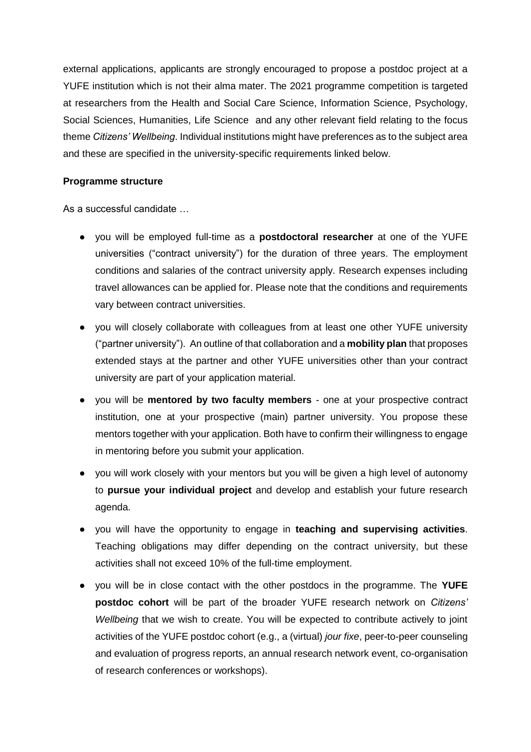external applications, applicants are strongly encouraged to propose a postdoc project at a YUFE institution which is not their alma mater. The 2021 programme competition is targeted at researchers from the Health and Social Care Science, Information Science, Psychology, Social Sciences, Humanities, Life Science and any other relevant field relating to the focus theme *Citizens' Wellbeing*. Individual institutions might have preferences as to the subject area and these are specified in the university-specific requirements linked below.

**Programme structure**

As a successful candidate …

- you will be employed full-time as a **postdoctoral researcher** at one of the YUFE universities ("contract university") for the duration of three years. The employment conditions and salaries of the contract university apply. Research expenses including travel allowances can be applied for. Please note that the conditions and requirements vary between contract universities.
- you will closely collaborate with colleagues from at least one other YUFE university ("partner university"). An outline of that collaboration and a **mobility plan** that proposes extended stays at the partner and other YUFE universities other than your contract university are part of your application material.
- you will be **mentored by two faculty members** - one at your prospective contract institution, one at your prospective (main) partner university. You propose these mentors together with your application. Both have to confirm their willingness to engage in mentoring before you submit your application.
- you will work closely with your mentors but you will be given a high level of autonomy to **pursue your individual project** and develop and establish your future research agenda.
- you will have the opportunity to engage in **teaching and supervising activities**. Teaching obligations may differ depending on the contract university, but these activities shall not exceed 10% of the full-time employment.
- you will be in close contact with the other postdocs in the programme. The **YUFE postdoc cohort** will be part of the broader YUFE research network on *Citizens' Wellbeing* that we wish to create. You will be expected to contribute actively to joint activities of the YUFE postdoc cohort (e.g., a (virtual) *jour fixe*, peer-to-peer counseling and evaluation of progress reports, an annual research network event, co-organisation of research conferences or workshops).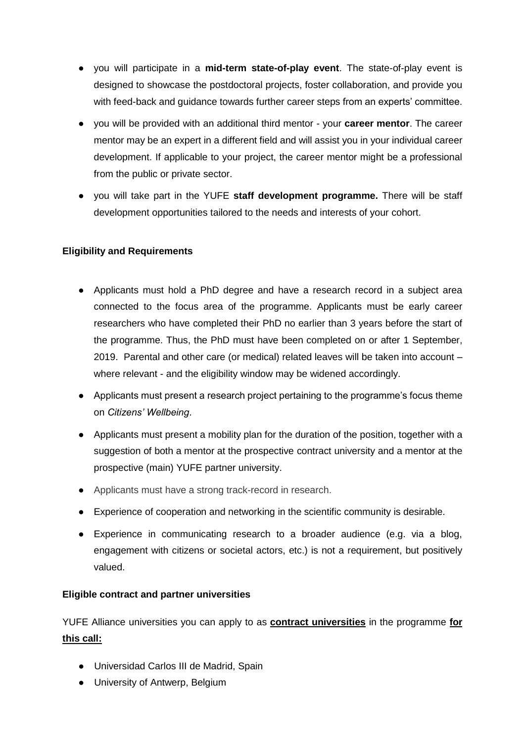- you will participate in a **mid-term state-of-play event**. The state-of-play event is designed to showcase the postdoctoral projects, foster collaboration, and provide you with feed-back and guidance towards further career steps from an experts' committee.
- you will be provided with an additional third mentor - your **career mentor**. The career mentor may be an expert in a different field and will assist you in your individual career development. If applicable to your project, the career mentor might be a professional from the public or private sector.
- you will take part in the YUFE **staff development programme.** There will be staff development opportunities tailored to the needs and interests of your cohort.

**Eligibility and Requirements**

- Applicants must hold a PhD degree and have a research record in a subject area connected to the focus area of the programme. Applicants must be early career researchers who have completed their PhD no earlier than 3 years before the start of the programme. Thus, the PhD must have been completed on or after 1 September, 2019. Parental and other care (or medical) related leaves will be taken into account – where relevant - and the eligibility window may be widened accordingly.
- Applicants must present a research project pertaining to the programme's focus theme on *Citizens' Wellbeing*.
- Applicants must present a mobility plan for the duration of the position, together with a suggestion of both a mentor at the prospective contract university and a mentor at the prospective (main) YUFE partner university.
- Applicants must have a strong track-record in research.
- Experience of cooperation and networking in the scientific community is desirable.
- Experience in communicating research to a broader audience (e.g. via a blog, engagement with citizens or societal actors, etc.) is not a requirement, but positively valued.

**Eligible contract and partner universities**

YUFE Alliance universities you can apply to as **contract universities** in the programme **for this call:**

- Universidad Carlos III de Madrid, Spain
- University of Antwerp, Belgium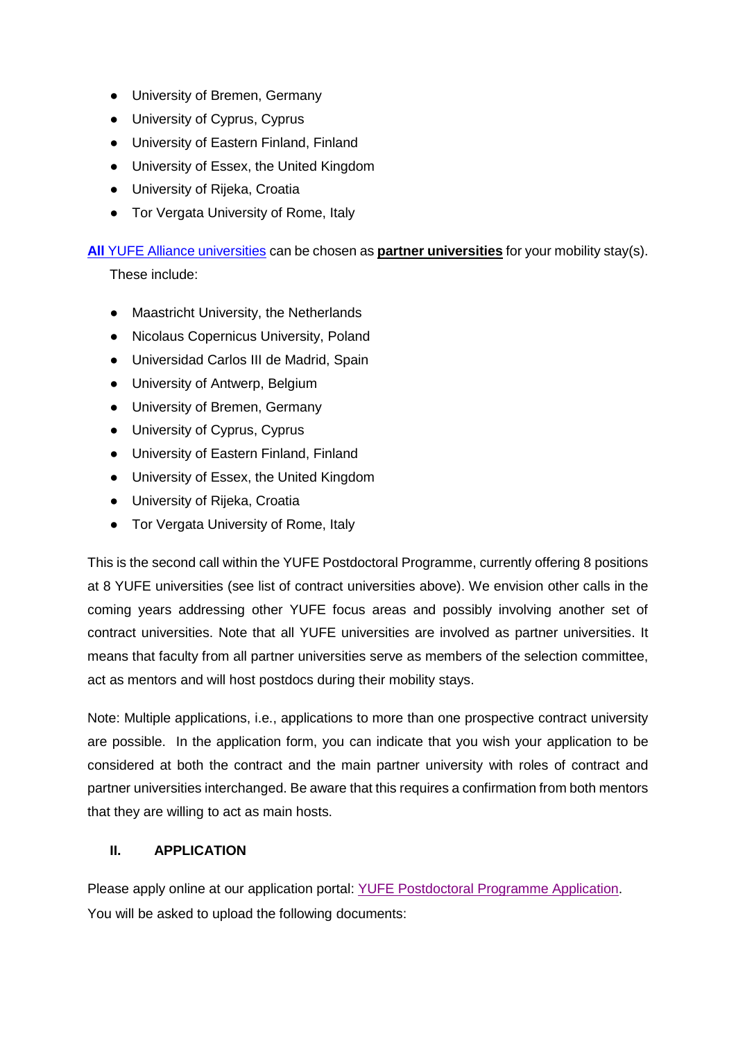- University of Bremen, Germany
- University of Cyprus, Cyprus
- University of Eastern Finland, Finland
- University of Essex, the United Kingdom
- University of Rijeka, Croatia
- Tor Vergata University of Rome, Italy

**All** YUFE Alliance universities can be chosen as **partner universities** for your mobility stay(s). These include:

- Maastricht University, the Netherlands
- Nicolaus Copernicus University, Poland
- Universidad Carlos III de Madrid, Spain
- University of Antwerp, Belgium
- University of Bremen, Germany
- University of Cyprus, Cyprus
- University of Eastern Finland, Finland
- University of Essex, the United Kingdom
- University of Rijeka, Croatia
- Tor Vergata University of Rome, Italy

This is the second call within the YUFE Postdoctoral Programme, currently offering 8 positions at 8 YUFE universities (see list of contract universities above). We envision other calls in the coming years addressing other YUFE focus areas and possibly involving another set of contract universities. Note that all YUFE universities are involved as partner universities. It means that faculty from all partner universities serve as members of the selection committee, act as mentors and will host postdocs during their mobility stays.

Note: Multiple applications, i.e., applications to more than one prospective contract university are possible. In the application form, you can indicate that you wish your application to be considered at both the contract and the main partner university with roles of contract and partner universities interchanged. Be aware that this requires a confirmation from both mentors that they are willing to act as main hosts.

## II. APPLICATION

Please apply online at our application portal: YUFE Postdoctoral Programme Application. You will be asked to upload the following documents: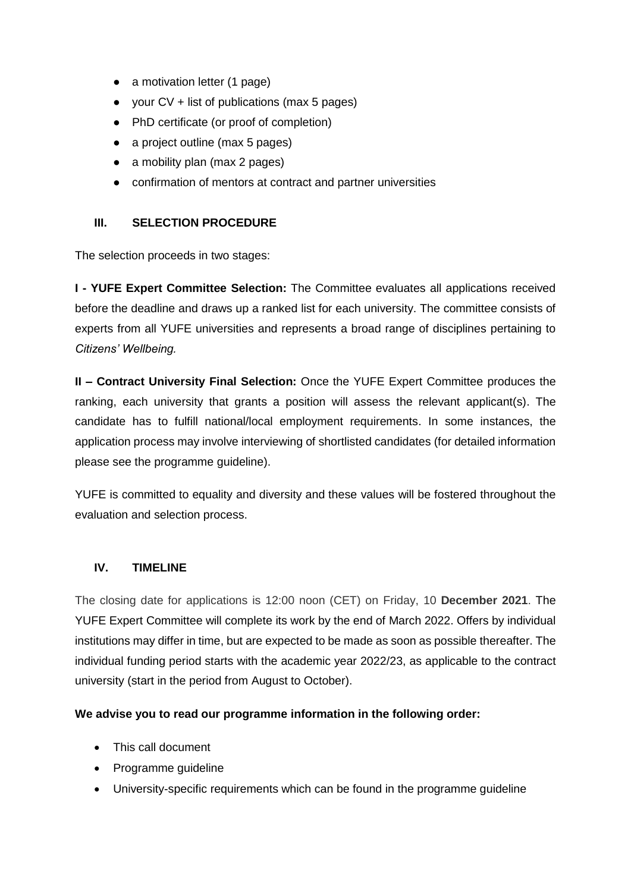- a motivation letter (1 page)
- your CV + list of publications (max 5 pages)
- PhD certificate (or proof of completion)
- a project outline (max 5 pages)
- a mobility plan (max 2 pages)
- confirmation of mentors at contract and partner universities

## III. SELECTION PROCEDURE

The selection proceeds in two stages:

**I - YUFE Expert Committee Selection:** The Committee evaluates all applications received before the deadline and draws up a ranked list for each university. The committee consists of experts from all YUFE universities and represents a broad range of disciplines pertaining to *Citizens' Wellbeing.*

**II – Contract University Final Selection:** Once the YUFE Expert Committee produces the ranking, each university that grants a position will assess the relevant applicant(s). The candidate has to fulfill national/local employment requirements. In some instances, the application process may involve interviewing of shortlisted candidates (for detailed information please see the programme guideline).

YUFE is committed to equality and diversity and these values will be fostered throughout the evaluation and selection process.

## IV. TIMELINE

The closing date for applications is 12:00 noon (CET) on Friday, 10 **December 2021**. The YUFE Expert Committee will complete its work by the end of March 2022. Offers by individual institutions may differ in time, but are expected to be made as soon as possible thereafter. The individual funding period starts with the academic year 2022/23, as applicable to the contract university (start in the period from August to October).

**We advise you to read our programme information in the following order:**

- This call document
- Programme guideline
- University-specific requirements which can be found in the programme guideline